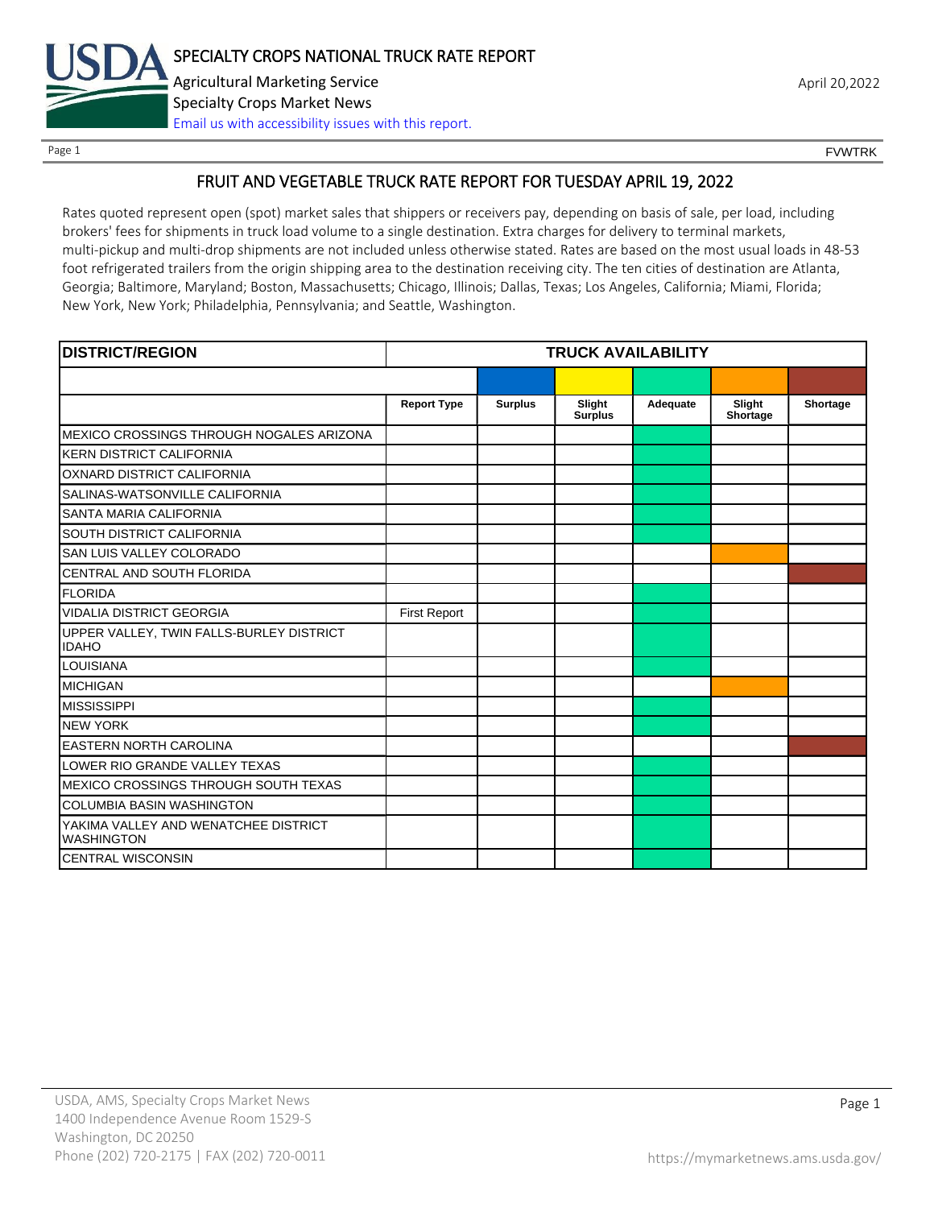# SPECIALTY CROPS NATIONAL TRUCK RATE REPORT

Agricultural Marketing Service

Specialty Crops Market News

Email us with accessibility issues with this report.

April 20,2022

FVWTRK

## FRUIT AND VEGETABLE TRUCK RATE REPORT FOR TUESDAY APRIL 19, 2022

Rates quoted represent open (spot) market sales that shippers or receivers pay, depending on basis of sale, per load, including brokers' fees for shipments in truck load volume to a single destination. Extra charges for delivery to terminal markets, multi-pickup and multi-drop shipments are not included unless otherwise stated. Rates are based on the most usual loads in 48-53 foot refrigerated trailers from the origin shipping area to the destination receiving city. The ten cities of destination are Atlanta, Georgia; Baltimore, Maryland; Boston, Massachusetts; Chicago, Illinois; Dallas, Texas; Los Angeles, California; Miami, Florida; New York, New York; Philadelphia, Pennsylvania; and Seattle, Washington.

| DISTRICT/REGION | TRUCK AVAILABILITY | | | | | |
|---|---|---|---|---|---|---|
| | Report Type | Surplus | Slight Surplus | Adequate | Slight Shortage | Shortage |
| MEXICO CROSSINGS THROUGH NOGALES ARIZONA | | | | X | | |
| KERN DISTRICT CALIFORNIA | | | | X | | |
| OXNARD DISTRICT CALIFORNIA | | | | X | | |
| SALINAS-WATSONVILLE CALIFORNIA | | | | X | | |
| SANTA MARIA CALIFORNIA | | | | X | | |
| SOUTH DISTRICT CALIFORNIA | | | | X | | |
| SAN LUIS VALLEY COLORADO | | | | | X | |
| CENTRAL AND SOUTH FLORIDA | | | | | | X |
| FLORIDA | | | | X | | |
| VIDALIA DISTRICT GEORGIA | First Report | | | X | | |
| UPPER VALLEY, TWIN FALLS-BURLEY DISTRICT IDAHO | | | | X | | |
| LOUISIANA | | | | X | | |
| MICHIGAN | | | | | X | |
| MISSISSIPPI | | | | X | | |
| NEW YORK | | | | X | | |
| EASTERN NORTH CAROLINA | | | | | | X |
| LOWER RIO GRANDE VALLEY TEXAS | | | | X | | |
| MEXICO CROSSINGS THROUGH SOUTH TEXAS | | | | X | | |
| COLUMBIA BASIN WASHINGTON | | | | X | | |
| YAKIMA VALLEY AND WENATCHEE DISTRICT WASHINGTON | | | | X | | |
| CENTRAL WISCONSIN | | | | X | | |

USDA, AMS, Specialty Crops Market News
1400 Independence Avenue Room 1529-S
Washington, DC 20250
Phone (202) 720-2175 | FAX (202) 720-0011

https://mymarketnews.ams.usda.gov/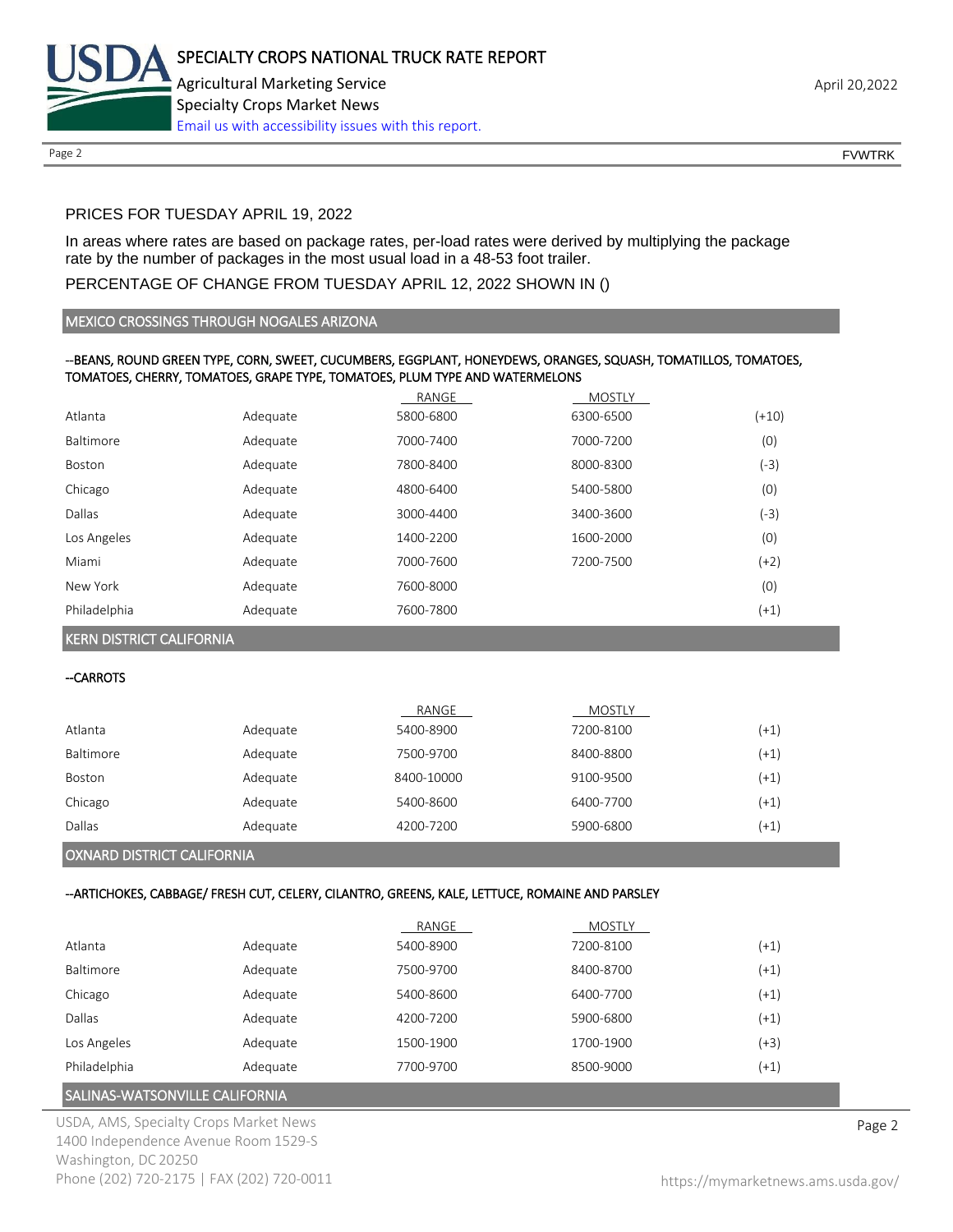PRICES FOR TUESDAY APRIL 19, 2022

In areas where rates are based on package rates, per-load rates were derived by multiplying the package rate by the number of packages in the most usual load in a 48-53 foot trailer.

PERCENTAGE OF CHANGE FROM TUESDAY APRIL 12, 2022 SHOWN IN ()

## MEXICO CROSSINGS THROUGH NOGALES ARIZONA

--BEANS, ROUND GREEN TYPE, CORN, SWEET, CUCUMBERS, EGGPLANT, HONEYDEWS, ORANGES, SQUASH, TOMATILLOS, TOMATOES, TOMATOES, CHERRY, TOMATOES, GRAPE TYPE, TOMATOES, PLUM TYPE AND WATERMELONS

| | | RANGE | MOSTLY | |
|---|---|---|---|---|
| Atlanta | Adequate | 5800-6800 | 6300-6500 | (+10) |
| Baltimore | Adequate | 7000-7400 | 7000-7200 | (0) |
| Boston | Adequate | 7800-8400 | 8000-8300 | (-3) |
| Chicago | Adequate | 4800-6400 | 5400-5800 | (0) |
| Dallas | Adequate | 3000-4400 | 3400-3600 | (-3) |
| Los Angeles | Adequate | 1400-2200 | 1600-2000 | (0) |
| Miami | Adequate | 7000-7600 | 7200-7500 | (+2) |
| New York | Adequate | 7600-8000 | | (0) |
| Philadelphia | Adequate | 7600-7800 | | (+1) |

## KERN DISTRICT CALIFORNIA

--CARROTS

| | | RANGE | MOSTLY | |
|---|---|---|---|---|
| Atlanta | Adequate | 5400-8900 | 7200-8100 | (+1) |
| Baltimore | Adequate | 7500-9700 | 8400-8800 | (+1) |
| Boston | Adequate | 8400-10000 | 9100-9500 | (+1) |
| Chicago | Adequate | 5400-8600 | 6400-7700 | (+1) |
| Dallas | Adequate | 4200-7200 | 5900-6800 | (+1) |

## OXNARD DISTRICT CALIFORNIA

--ARTICHOKES, CABBAGE/ FRESH CUT, CELERY, CILANTRO, GREENS, KALE, LETTUCE, ROMAINE AND PARSLEY

| | | RANGE | MOSTLY | |
|---|---|---|---|---|
| Atlanta | Adequate | 5400-8900 | 7200-8100 | (+1) |
| Baltimore | Adequate | 7500-9700 | 8400-8700 | (+1) |
| Chicago | Adequate | 5400-8600 | 6400-7700 | (+1) |
| Dallas | Adequate | 4200-7200 | 5900-6800 | (+1) |
| Los Angeles | Adequate | 1500-1900 | 1700-1900 | (+3) |
| Philadelphia | Adequate | 7700-9700 | 8500-9000 | (+1) |

## SALINAS-WATSONVILLE CALIFORNIA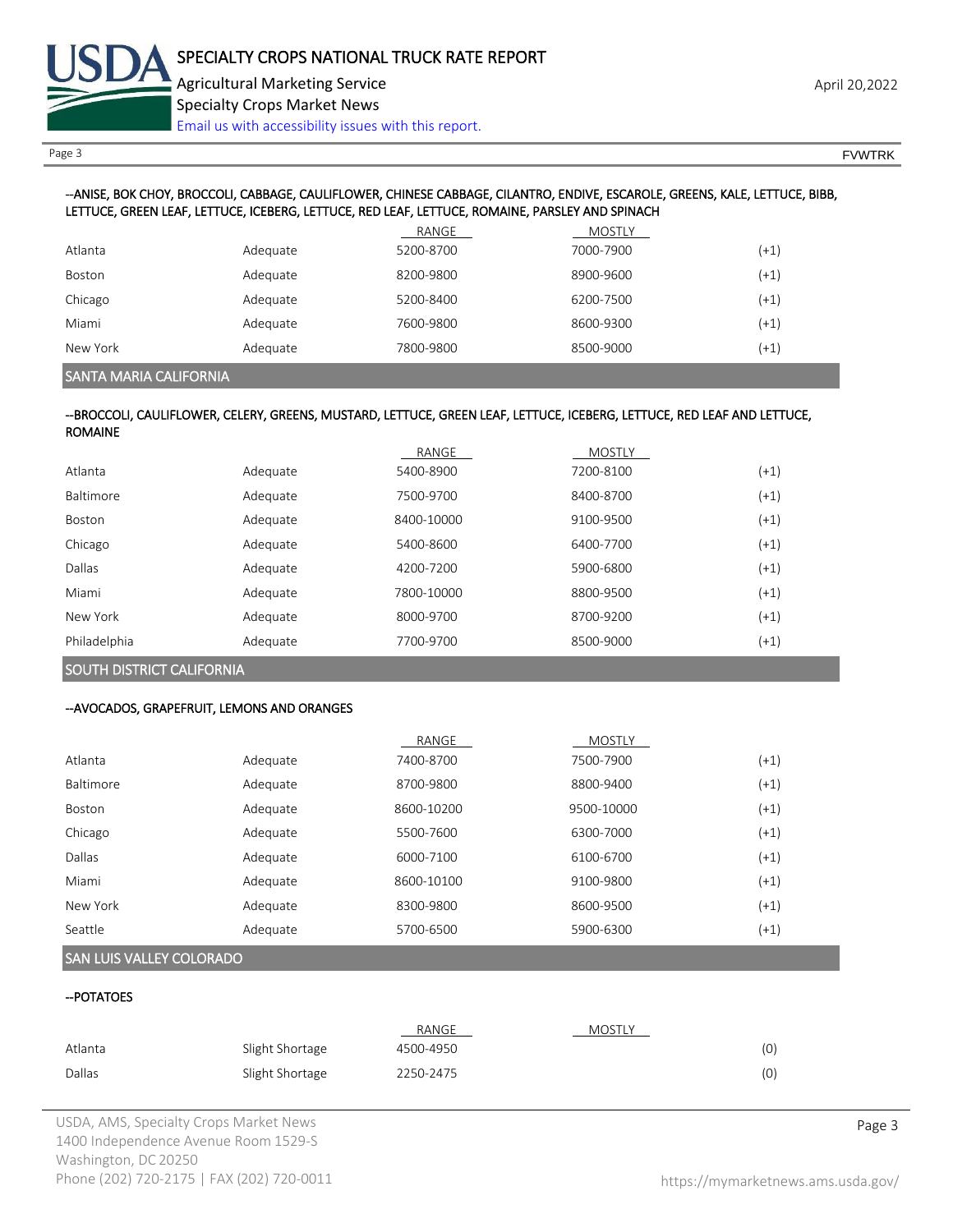--ANISE, BOK CHOY, BROCCOLI, CABBAGE, CAULIFLOWER, CHINESE CABBAGE, CILANTRO, ENDIVE, ESCAROLE, GREENS, KALE, LETTUCE, BIBB, LETTUCE, GREEN LEAF, LETTUCE, ICEBERG, LETTUCE, RED LEAF, LETTUCE, ROMAINE, PARSLEY AND SPINACH

| | | RANGE | MOSTLY | |
|---|---|---|---|---|
| Atlanta | Adequate | 5200-8700 | 7000-7900 | (+1) |
| Boston | Adequate | 8200-9800 | 8900-9600 | (+1) |
| Chicago | Adequate | 5200-8400 | 6200-7500 | (+1) |
| Miami | Adequate | 7600-9800 | 8600-9300 | (+1) |
| New York | Adequate | 7800-9800 | 8500-9000 | (+1) |

## SANTA MARIA CALIFORNIA

--BROCCOLI, CAULIFLOWER, CELERY, GREENS, MUSTARD, LETTUCE, GREEN LEAF, LETTUCE, ICEBERG, LETTUCE, RED LEAF AND LETTUCE, ROMAINE

| | | RANGE | MOSTLY | |
|---|---|---|---|---|
| Atlanta | Adequate | 5400-8900 | 7200-8100 | (+1) |
| Baltimore | Adequate | 7500-9700 | 8400-8700 | (+1) |
| Boston | Adequate | 8400-10000 | 9100-9500 | (+1) |
| Chicago | Adequate | 5400-8600 | 6400-7700 | (+1) |
| Dallas | Adequate | 4200-7200 | 5900-6800 | (+1) |
| Miami | Adequate | 7800-10000 | 8800-9500 | (+1) |
| New York | Adequate | 8000-9700 | 8700-9200 | (+1) |
| Philadelphia | Adequate | 7700-9700 | 8500-9000 | (+1) |

## SOUTH DISTRICT CALIFORNIA

--AVOCADOS, GRAPEFRUIT, LEMONS AND ORANGES

| | | RANGE | MOSTLY | |
|---|---|---|---|---|
| Atlanta | Adequate | 7400-8700 | 7500-7900 | (+1) |
| Baltimore | Adequate | 8700-9800 | 8800-9400 | (+1) |
| Boston | Adequate | 8600-10200 | 9500-10000 | (+1) |
| Chicago | Adequate | 5500-7600 | 6300-7000 | (+1) |
| Dallas | Adequate | 6000-7100 | 6100-6700 | (+1) |
| Miami | Adequate | 8600-10100 | 9100-9800 | (+1) |
| New York | Adequate | 8300-9800 | 8600-9500 | (+1) |
| Seattle | Adequate | 5700-6500 | 5900-6300 | (+1) |

## SAN LUIS VALLEY COLORADO

--POTATOES

| | | RANGE | MOSTLY | |
|---|---|---|---|---|
| Atlanta | Slight Shortage | 4500-4950 | | (0) |
| Dallas | Slight Shortage | 2250-2475 | | (0) |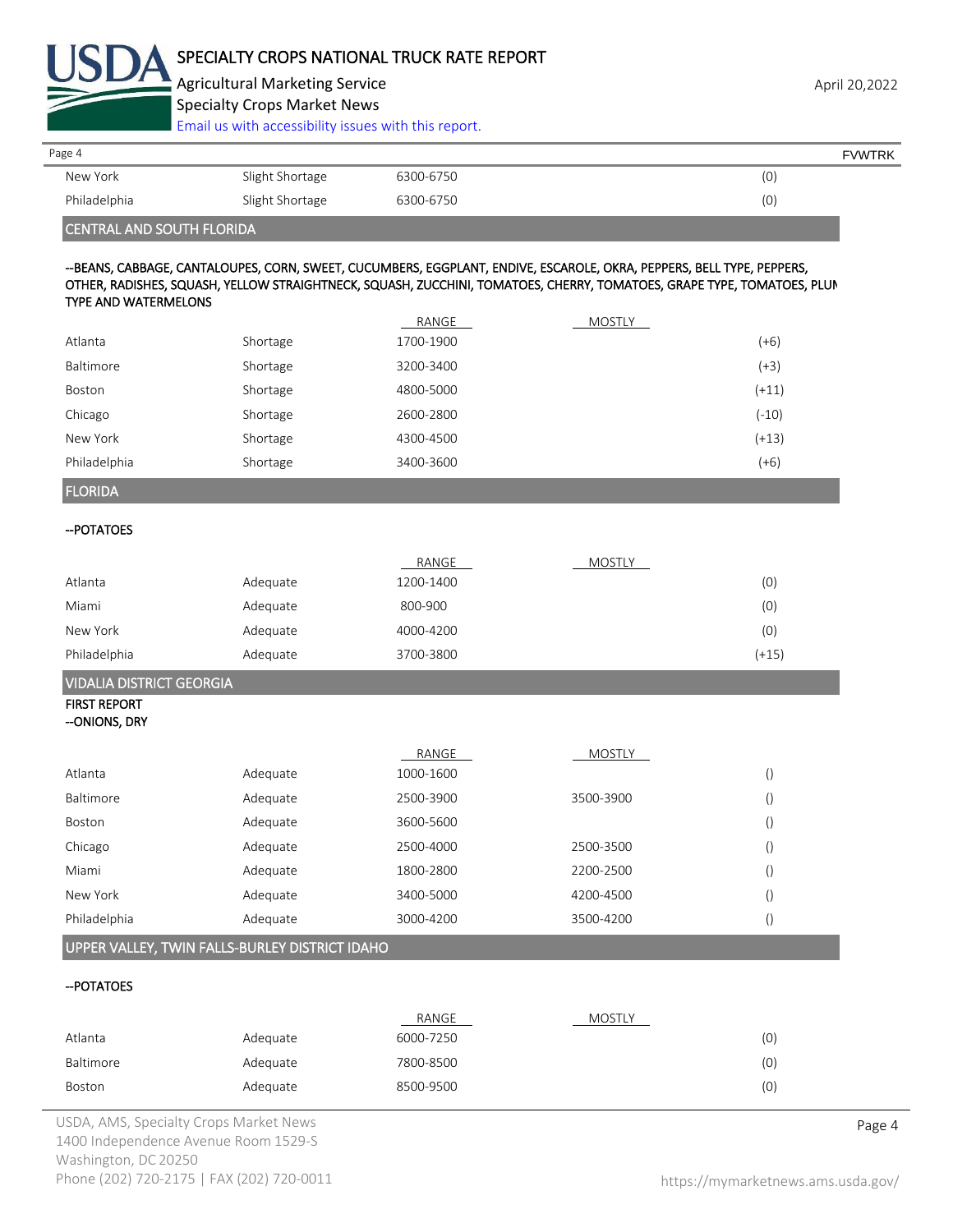| | | | | |
|---|---|---|---|---|
| New York | Slight Shortage | 6300-6750 | | (0) |
| Philadelphia | Slight Shortage | 6300-6750 | | (0) |

## CENTRAL AND SOUTH FLORIDA

--BEANS, CABBAGE, CANTALOUPES, CORN, SWEET, CUCUMBERS, EGGPLANT, ENDIVE, ESCAROLE, OKRA, PEPPERS, BELL TYPE, PEPPERS, OTHER, RADISHES, SQUASH, YELLOW STRAIGHTNECK, SQUASH, ZUCCHINI, TOMATOES, CHERRY, TOMATOES, GRAPE TYPE, TOMATOES, PLUM TYPE AND WATERMELONS

| | | RANGE | MOSTLY | |
|---|---|---|---|---|
| Atlanta | Shortage | 1700-1900 | | (+6) |
| Baltimore | Shortage | 3200-3400 | | (+3) |
| Boston | Shortage | 4800-5000 | | (+11) |
| Chicago | Shortage | 2600-2800 | | (-10) |
| New York | Shortage | 4300-4500 | | (+13) |
| Philadelphia | Shortage | 3400-3600 | | (+6) |

## FLORIDA

--POTATOES

| | | RANGE | MOSTLY | |
|---|---|---|---|---|
| Atlanta | Adequate | 1200-1400 | | (0) |
| Miami | Adequate | 800-900 | | (0) |
| New York | Adequate | 4000-4200 | | (0) |
| Philadelphia | Adequate | 3700-3800 | | (+15) |

## VIDALIA DISTRICT GEORGIA

FIRST REPORT
--ONIONS, DRY

| | | RANGE | MOSTLY | |
|---|---|---|---|---|
| Atlanta | Adequate | 1000-1600 | | () |
| Baltimore | Adequate | 2500-3900 | 3500-3900 | () |
| Boston | Adequate | 3600-5600 | | () |
| Chicago | Adequate | 2500-4000 | 2500-3500 | () |
| Miami | Adequate | 1800-2800 | 2200-2500 | () |
| New York | Adequate | 3400-5000 | 4200-4500 | () |
| Philadelphia | Adequate | 3000-4200 | 3500-4200 | () |

## UPPER VALLEY, TWIN FALLS-BURLEY DISTRICT IDAHO

--POTATOES

| | | RANGE | MOSTLY | |
|---|---|---|---|---|
| Atlanta | Adequate | 6000-7250 | | (0) |
| Baltimore | Adequate | 7800-8500 | | (0) |
| Boston | Adequate | 8500-9500 | | (0) |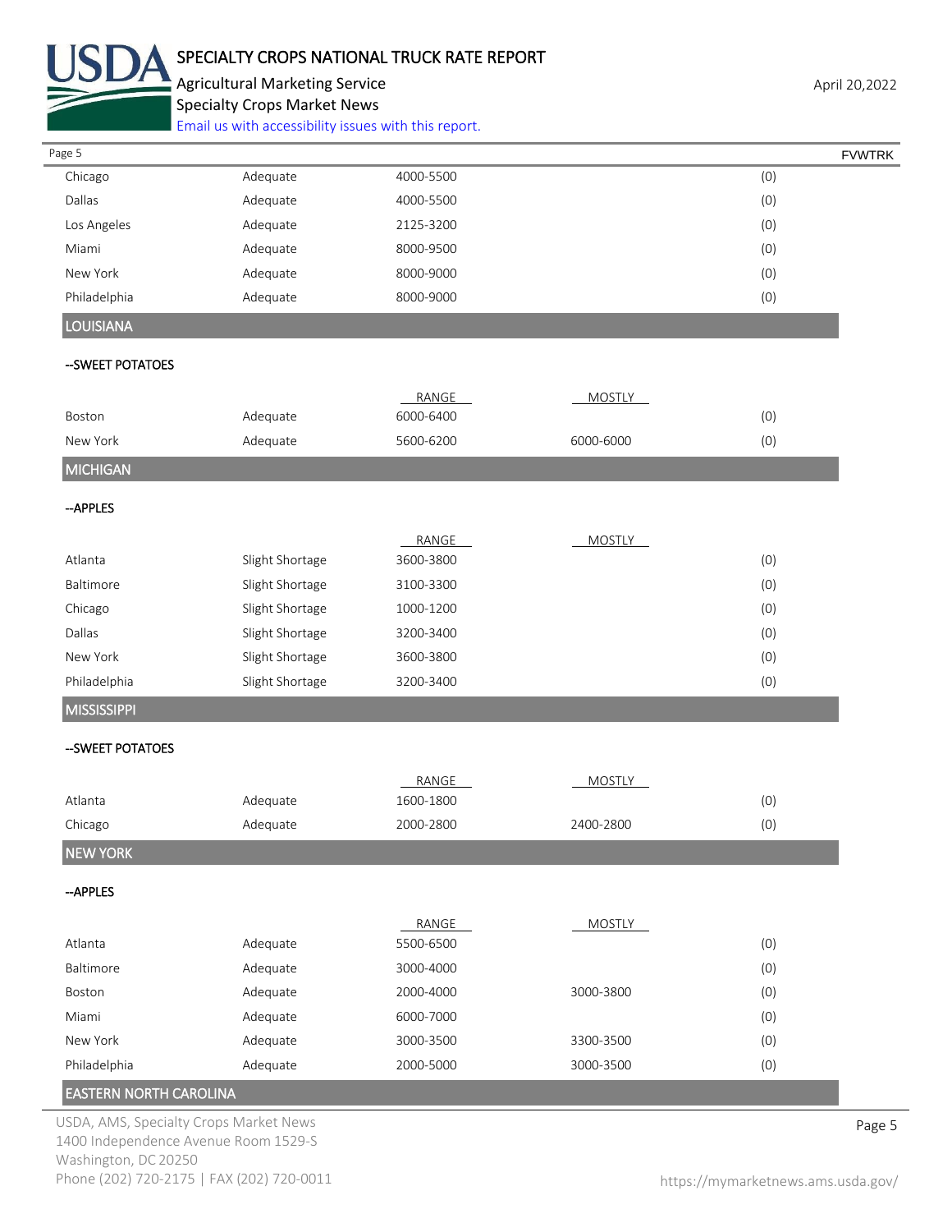| | | | | |
|---|---|---|---|---|
| Chicago | Adequate | 4000-5500 | | (0) |
| Dallas | Adequate | 4000-5500 | | (0) |
| Los Angeles | Adequate | 2125-3200 | | (0) |
| Miami | Adequate | 8000-9500 | | (0) |
| New York | Adequate | 8000-9000 | | (0) |
| Philadelphia | Adequate | 8000-9000 | | (0) |

## LOUISIANA

--SWEET POTATOES

| | | RANGE | MOSTLY | |
|---|---|---|---|---|
| Boston | Adequate | 6000-6400 | | (0) |
| New York | Adequate | 5600-6200 | 6000-6000 | (0) |

## MICHIGAN

--APPLES

| | | RANGE | MOSTLY | |
|---|---|---|---|---|
| Atlanta | Slight Shortage | 3600-3800 | | (0) |
| Baltimore | Slight Shortage | 3100-3300 | | (0) |
| Chicago | Slight Shortage | 1000-1200 | | (0) |
| Dallas | Slight Shortage | 3200-3400 | | (0) |
| New York | Slight Shortage | 3600-3800 | | (0) |
| Philadelphia | Slight Shortage | 3200-3400 | | (0) |

## MISSISSIPPI

--SWEET POTATOES

| | | RANGE | MOSTLY | |
|---|---|---|---|---|
| Atlanta | Adequate | 1600-1800 | | (0) |
| Chicago | Adequate | 2000-2800 | 2400-2800 | (0) |

## NEW YORK

--APPLES

| | | RANGE | MOSTLY | |
|---|---|---|---|---|
| Atlanta | Adequate | 5500-6500 | | (0) |
| Baltimore | Adequate | 3000-4000 | | (0) |
| Boston | Adequate | 2000-4000 | 3000-3800 | (0) |
| Miami | Adequate | 6000-7000 | | (0) |
| New York | Adequate | 3000-3500 | 3300-3500 | (0) |
| Philadelphia | Adequate | 2000-5000 | 3000-3500 | (0) |

## EASTERN NORTH CAROLINA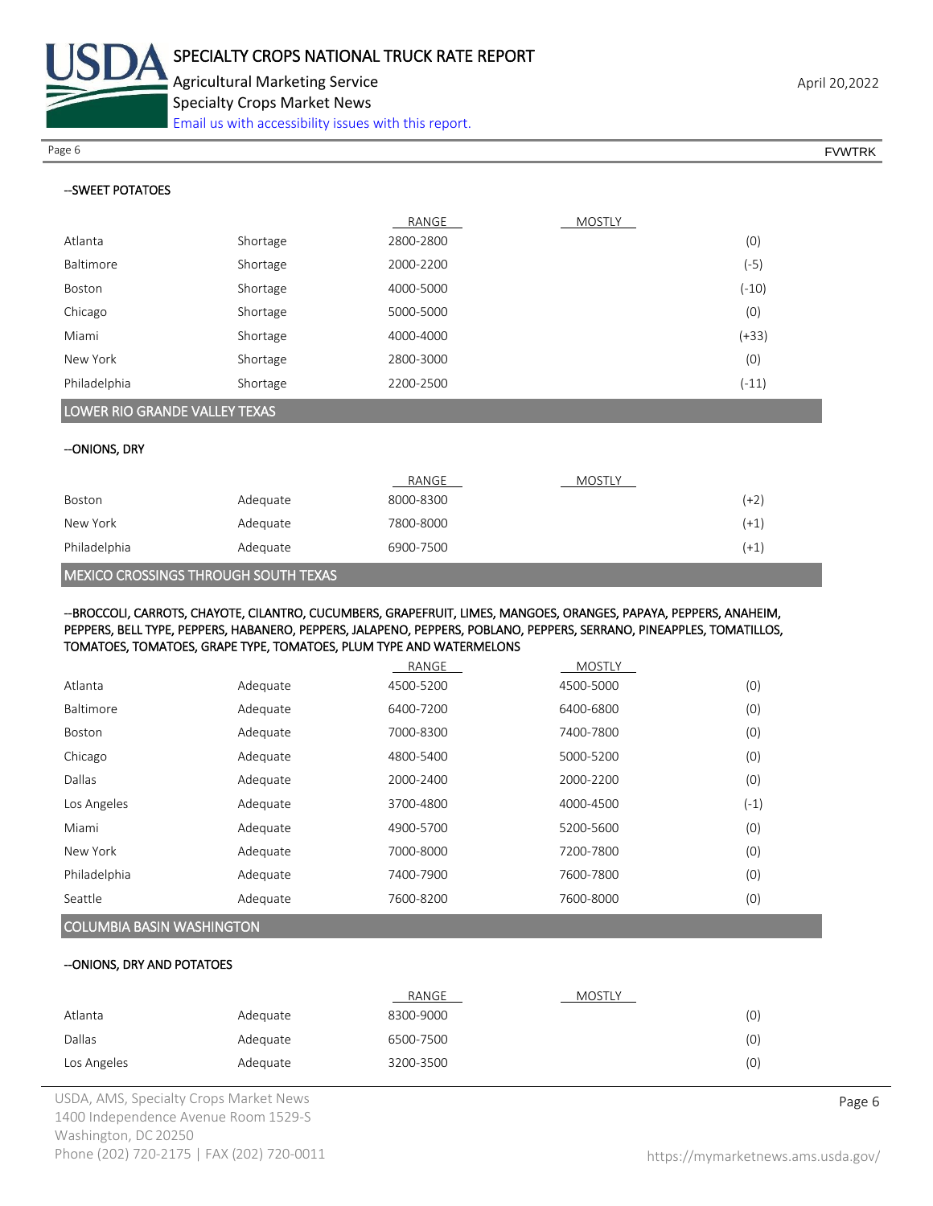--SWEET POTATOES

| | | RANGE | MOSTLY | |
|---|---|---|---|---|
| Atlanta | Shortage | 2800-2800 | | (0) |
| Baltimore | Shortage | 2000-2200 | | (-5) |
| Boston | Shortage | 4000-5000 | | (-10) |
| Chicago | Shortage | 5000-5000 | | (0) |
| Miami | Shortage | 4000-4000 | | (+33) |
| New York | Shortage | 2800-3000 | | (0) |
| Philadelphia | Shortage | 2200-2500 | | (-11) |

## LOWER RIO GRANDE VALLEY TEXAS

--ONIONS, DRY

| | | RANGE | MOSTLY | |
|---|---|---|---|---|
| Boston | Adequate | 8000-8300 | | (+2) |
| New York | Adequate | 7800-8000 | | (+1) |
| Philadelphia | Adequate | 6900-7500 | | (+1) |

## MEXICO CROSSINGS THROUGH SOUTH TEXAS

--BROCCOLI, CARROTS, CHAYOTE, CILANTRO, CUCUMBERS, GRAPEFRUIT, LIMES, MANGOES, ORANGES, PAPAYA, PEPPERS, ANAHEIM, PEPPERS, BELL TYPE, PEPPERS, HABANERO, PEPPERS, JALAPENO, PEPPERS, POBLANO, PEPPERS, SERRANO, PINEAPPLES, TOMATILLOS, TOMATOES, TOMATOES, GRAPE TYPE, TOMATOES, PLUM TYPE AND WATERMELONS

| | | RANGE | MOSTLY | |
|---|---|---|---|---|
| Atlanta | Adequate | 4500-5200 | 4500-5000 | (0) |
| Baltimore | Adequate | 6400-7200 | 6400-6800 | (0) |
| Boston | Adequate | 7000-8300 | 7400-7800 | (0) |
| Chicago | Adequate | 4800-5400 | 5000-5200 | (0) |
| Dallas | Adequate | 2000-2400 | 2000-2200 | (0) |
| Los Angeles | Adequate | 3700-4800 | 4000-4500 | (-1) |
| Miami | Adequate | 4900-5700 | 5200-5600 | (0) |
| New York | Adequate | 7000-8000 | 7200-7800 | (0) |
| Philadelphia | Adequate | 7400-7900 | 7600-7800 | (0) |
| Seattle | Adequate | 7600-8200 | 7600-8000 | (0) |

## COLUMBIA BASIN WASHINGTON

--ONIONS, DRY AND POTATOES

| | | RANGE | MOSTLY | |
|---|---|---|---|---|
| Atlanta | Adequate | 8300-9000 | | (0) |
| Dallas | Adequate | 6500-7500 | | (0) |
| Los Angeles | Adequate | 3200-3500 | | (0) |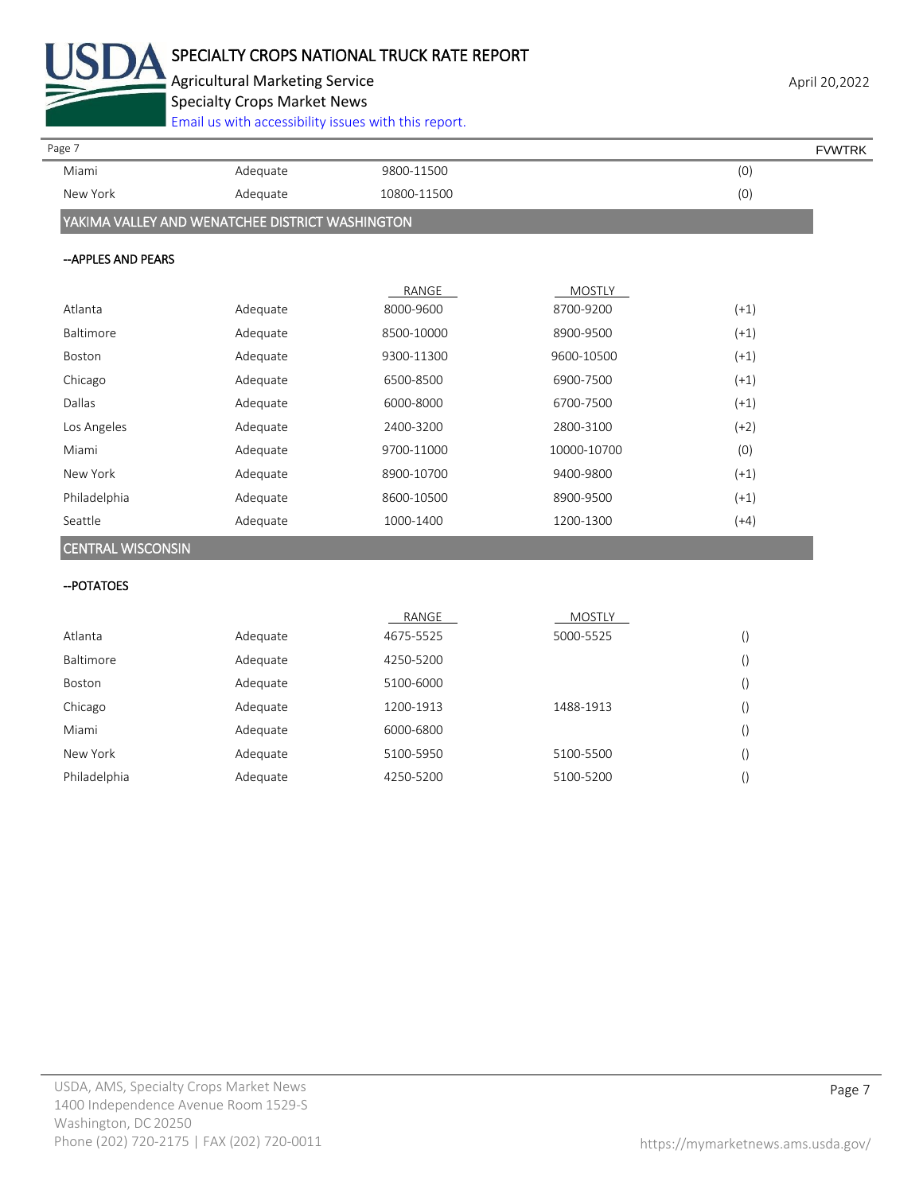| | | | | |
|---|---|---|---|---|
| Miami | Adequate | 9800-11500 | | (0) |
| New York | Adequate | 10800-11500 | | (0) |

## YAKIMA VALLEY AND WENATCHEE DISTRICT WASHINGTON

### --APPLES AND PEARS

| | | RANGE | MOSTLY | |
|---|---|---|---|---|
| Atlanta | Adequate | 8000-9600 | 8700-9200 | (+1) |
| Baltimore | Adequate | 8500-10000 | 8900-9500 | (+1) |
| Boston | Adequate | 9300-11300 | 9600-10500 | (+1) |
| Chicago | Adequate | 6500-8500 | 6900-7500 | (+1) |
| Dallas | Adequate | 6000-8000 | 6700-7500 | (+1) |
| Los Angeles | Adequate | 2400-3200 | 2800-3100 | (+2) |
| Miami | Adequate | 9700-11000 | 10000-10700 | (0) |
| New York | Adequate | 8900-10700 | 9400-9800 | (+1) |
| Philadelphia | Adequate | 8600-10500 | 8900-9500 | (+1) |
| Seattle | Adequate | 1000-1400 | 1200-1300 | (+4) |

## CENTRAL WISCONSIN

### --POTATOES

| | | RANGE | MOSTLY | |
|---|---|---|---|---|
| Atlanta | Adequate | 4675-5525 | 5000-5525 | () |
| Baltimore | Adequate | 4250-5200 | | () |
| Boston | Adequate | 5100-6000 | | () |
| Chicago | Adequate | 1200-1913 | 1488-1913 | () |
| Miami | Adequate | 6000-6800 | | () |
| New York | Adequate | 5100-5950 | 5100-5500 | () |
| Philadelphia | Adequate | 4250-5200 | 5100-5200 | () |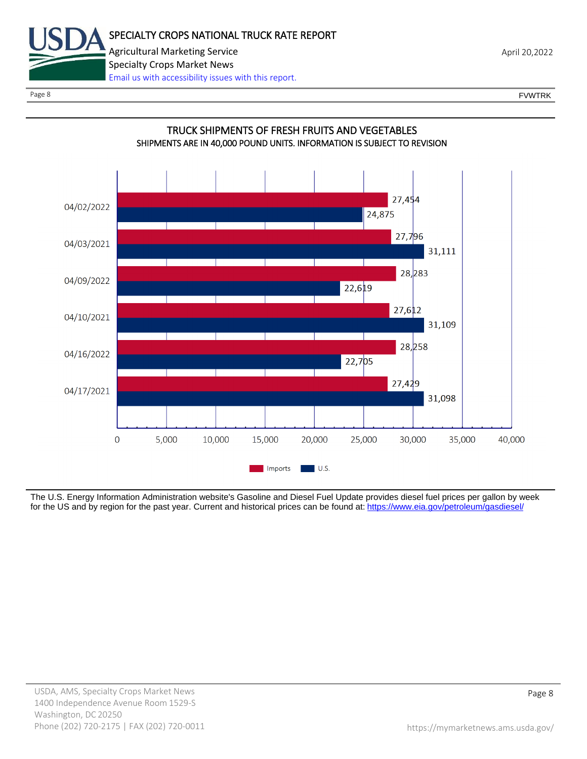## TRUCK SHIPMENTS OF FRESH FRUITS AND VEGETABLES

SHIPMENTS ARE IN 40,000 POUND UNITS. INFORMATION IS SUBJECT TO REVISION

04/02/2022
27,454
24,875

04/03/2021
27,796
31,111

04/09/2022
28,283
22,619

04/10/2021
27,612
31,109

04/16/2022
28,258
22,705

04/17/2021
27,429
31,098

0 5,000 10,000 15,000 20,000 25,000 30,000 35,000 40,000

Imports U.S.

The U.S. Energy Information Administration website's Gasoline and Diesel Fuel Update provides diesel fuel prices per gallon by week for the US and by region for the past year. Current and historical prices can be found at: https://www.eia.gov/petroleum/gasdiesel/

USDA, AMS, Specialty Crops Market News
1400 Independence Avenue Room 1529-S
Washington, DC 20250
Phone (202) 720-2175 | FAX (202) 720-0011

https://mymarketnews.ams.usda.gov/